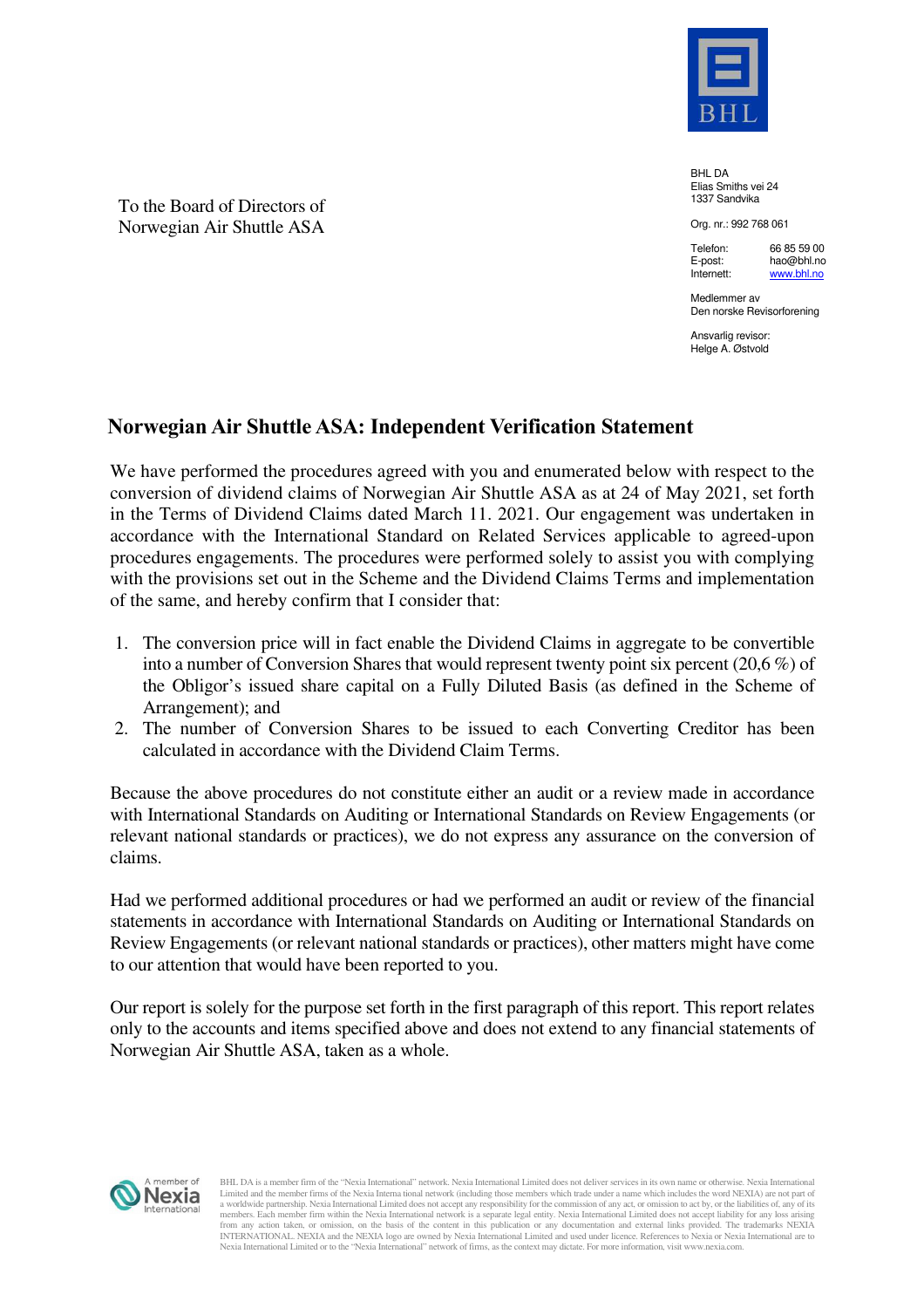BHL

BHL DA
Elias Smiths vei 24
1337 Sandvika

Org. nr.: 992 768 061

Telefon: 66 85 59 00
E-post: hao@bhl.no
Internett: www.bhl.no

Medlemmer av
Den norske Revisorforening

Ansvarlig revisor:
Helge A. Østvold

To the Board of Directors of
Norwegian Air Shuttle ASA

## Norwegian Air Shuttle ASA: Independent Verification Statement

We have performed the procedures agreed with you and enumerated below with respect to the conversion of dividend claims of Norwegian Air Shuttle ASA as at 24 of May 2021, set forth in the Terms of Dividend Claims dated March 11. 2021. Our engagement was undertaken in accordance with the International Standard on Related Services applicable to agreed-upon procedures engagements. The procedures were performed solely to assist you with complying with the provisions set out in the Scheme and the Dividend Claims Terms and implementation of the same, and hereby confirm that I consider that:

1. The conversion price will in fact enable the Dividend Claims in aggregate to be convertible into a number of Conversion Shares that would represent twenty point six percent (20,6 %) of the Obligor's issued share capital on a Fully Diluted Basis (as defined in the Scheme of Arrangement); and
2. The number of Conversion Shares to be issued to each Converting Creditor has been calculated in accordance with the Dividend Claim Terms.

Because the above procedures do not constitute either an audit or a review made in accordance with International Standards on Auditing or International Standards on Review Engagements (or relevant national standards or practices), we do not express any assurance on the conversion of claims.

Had we performed additional procedures or had we performed an audit or review of the financial statements in accordance with International Standards on Auditing or International Standards on Review Engagements (or relevant national standards or practices), other matters might have come to our attention that would have been reported to you.

Our report is solely for the purpose set forth in the first paragraph of this report. This report relates only to the accounts and items specified above and does not extend to any financial statements of Norwegian Air Shuttle ASA, taken as a whole.

A member of Nexia International

BHL DA is a member firm of the "Nexia International" network. Nexia International Limited does not deliver services in its own name or otherwise. Nexia International Limited and the member firms of the Nexia Interna tional network (including those members which trade under a name which includes the word NEXIA) are not part of a worldwide partnership. Nexia International Limited does not accept any responsibility for the commission of any act, or omission to act by, or the liabilities of, any of its members. Each member firm within the Nexia International network is a separate legal entity. Nexia International Limited does not accept liability for any loss arising from any action taken, or omission, on the basis of the content in this publication or any documentation and external links provided. The trademarks NEXIA INTERNATIONAL, NEXIA and the NEXIA logo are owned by Nexia International Limited and used under licence. References to Nexia or Nexia International are to Nexia International Limited or to the "Nexia International" network of firms, as the context may dictate. For more information, visit www.nexia.com.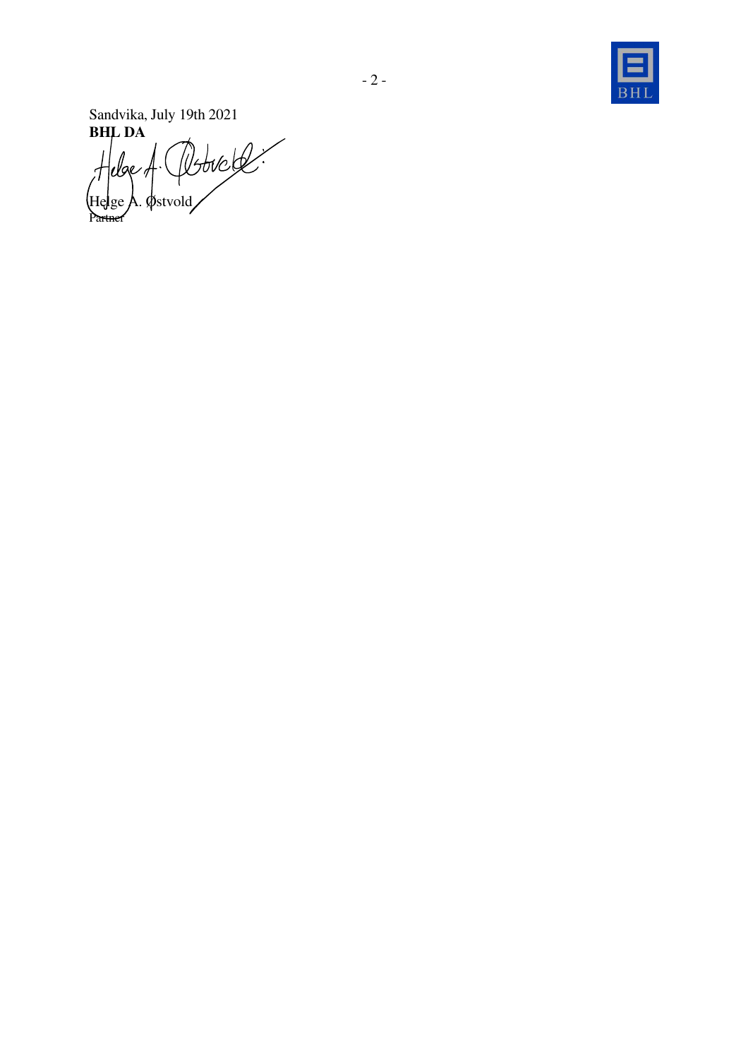Sandvika, July 19th 2021

**BHL DA**

Helge A. Østvold

Partner